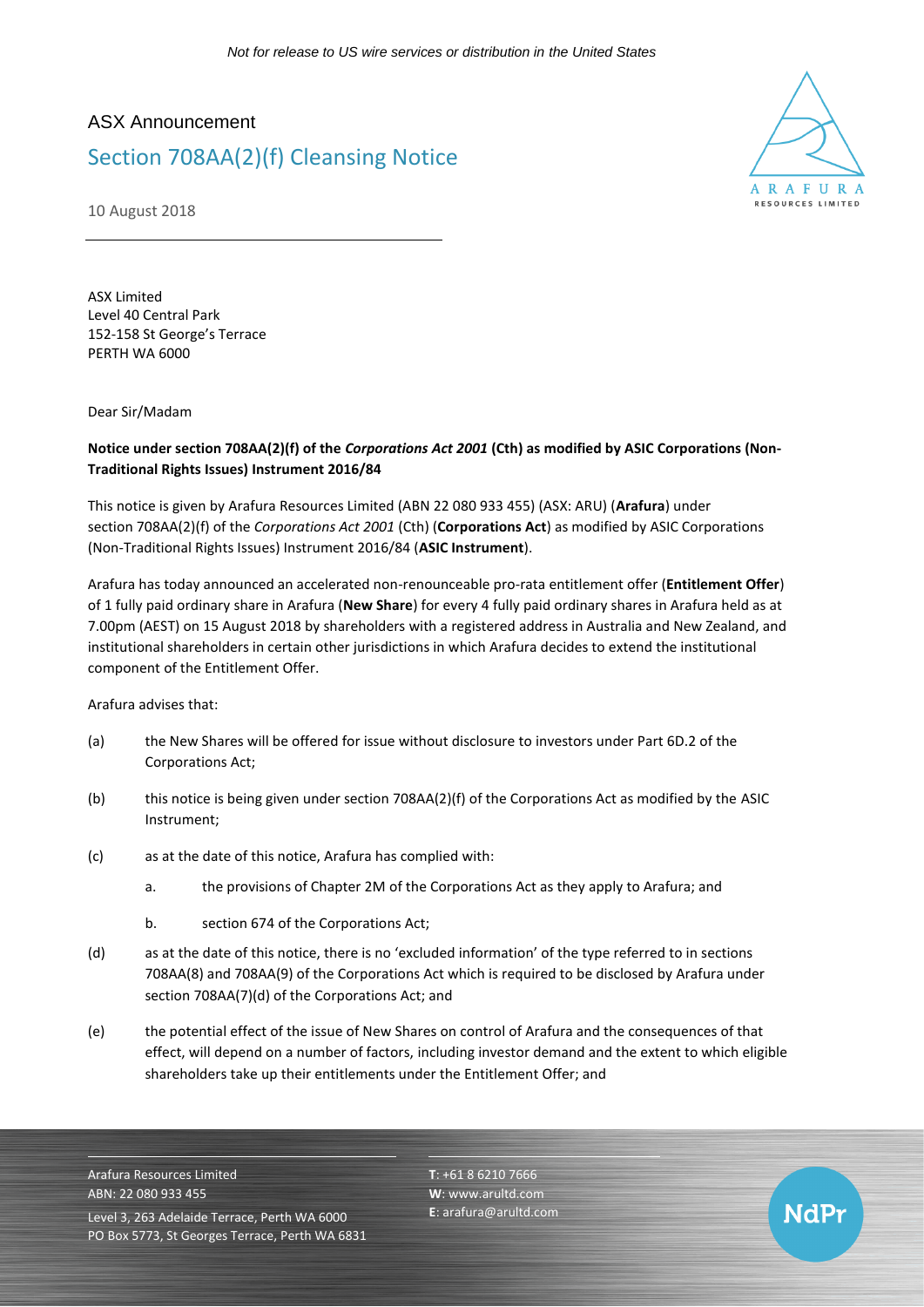*Not for release to US wire services or distribution in the United States*

ASX Announcement

# Section 708AA(2)(f) Cleansing Notice

10 August 2018

ASX Limited
Level 40 Central Park
152-158 St George's Terrace
PERTH WA 6000

Dear Sir/Madam

**Notice under section 708AA(2)(f) of the *Corporations Act 2001* (Cth) as modified by ASIC Corporations (Non-Traditional Rights Issues) Instrument 2016/84**

This notice is given by Arafura Resources Limited (ABN 22 080 933 455) (ASX: ARU) (**Arafura**) under section 708AA(2)(f) of the *Corporations Act 2001* (Cth) (**Corporations Act**) as modified by ASIC Corporations (Non-Traditional Rights Issues) Instrument 2016/84 (**ASIC Instrument**).

Arafura has today announced an accelerated non-renounceable pro-rata entitlement offer (**Entitlement Offer**) of 1 fully paid ordinary share in Arafura (**New Share**) for every 4 fully paid ordinary shares in Arafura held as at 7.00pm (AEST) on 15 August 2018 by shareholders with a registered address in Australia and New Zealand, and institutional shareholders in certain other jurisdictions in which Arafura decides to extend the institutional component of the Entitlement Offer.

Arafura advises that:

(a) the New Shares will be offered for issue without disclosure to investors under Part 6D.2 of the Corporations Act;

(b) this notice is being given under section 708AA(2)(f) of the Corporations Act as modified by the ASIC Instrument;

(c) as at the date of this notice, Arafura has complied with:

  a. the provisions of Chapter 2M of the Corporations Act as they apply to Arafura; and

  b. section 674 of the Corporations Act;

(d) as at the date of this notice, there is no 'excluded information' of the type referred to in sections 708AA(8) and 708AA(9) of the Corporations Act which is required to be disclosed by Arafura under section 708AA(7)(d) of the Corporations Act; and

(e) the potential effect of the issue of New Shares on control of Arafura and the consequences of that effect, will depend on a number of factors, including investor demand and the extent to which eligible shareholders take up their entitlements under the Entitlement Offer; and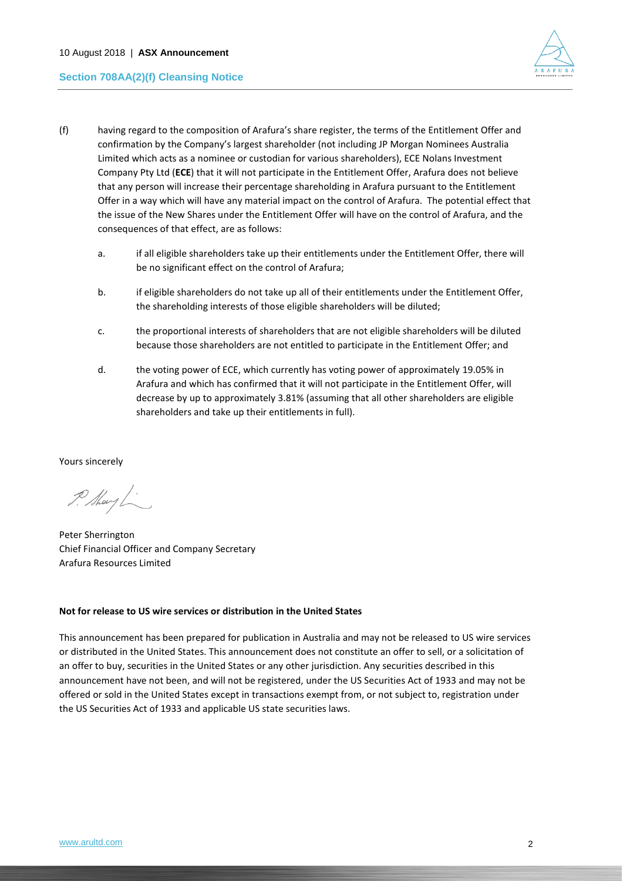(f) having regard to the composition of Arafura's share register, the terms of the Entitlement Offer and confirmation by the Company's largest shareholder (not including JP Morgan Nominees Australia Limited which acts as a nominee or custodian for various shareholders), ECE Nolans Investment Company Pty Ltd (**ECE**) that it will not participate in the Entitlement Offer, Arafura does not believe that any person will increase their percentage shareholding in Arafura pursuant to the Entitlement Offer in a way which will have any material impact on the control of Arafura. The potential effect that the issue of the New Shares under the Entitlement Offer will have on the control of Arafura, and the consequences of that effect, are as follows:

   a. if all eligible shareholders take up their entitlements under the Entitlement Offer, there will be no significant effect on the control of Arafura;

   b. if eligible shareholders do not take up all of their entitlements under the Entitlement Offer, the shareholding interests of those eligible shareholders will be diluted;

   c. the proportional interests of shareholders that are not eligible shareholders will be diluted because those shareholders are not entitled to participate in the Entitlement Offer; and

   d. the voting power of ECE, which currently has voting power of approximately 19.05% in Arafura and which has confirmed that it will not participate in the Entitlement Offer, will decrease by up to approximately 3.81% (assuming that all other shareholders are eligible shareholders and take up their entitlements in full).

Yours sincerely

Peter Sherrington
Chief Financial Officer and Company Secretary
Arafura Resources Limited

**Not for release to US wire services or distribution in the United States**

This announcement has been prepared for publication in Australia and may not be released to US wire services or distributed in the United States. This announcement does not constitute an offer to sell, or a solicitation of an offer to buy, securities in the United States or any other jurisdiction. Any securities described in this announcement have not been, and will not be registered, under the US Securities Act of 1933 and may not be offered or sold in the United States except in transactions exempt from, or not subject to, registration under the US Securities Act of 1933 and applicable US state securities laws.